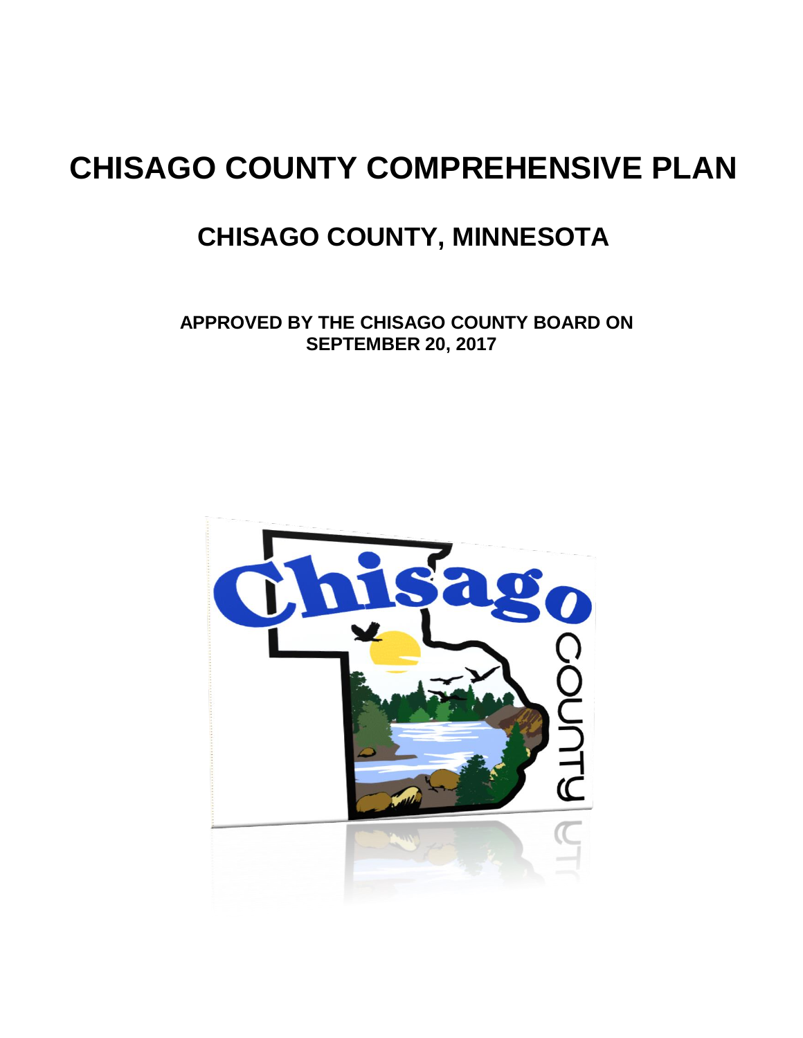# CHISAGO COUNTY COMPREHENSIVE PLAN

## CHISAGO COUNTY, MINNESOTA

**APPROVED BY THE CHISAGO COUNTY BOARD ON SEPTEMBER 20, 2017**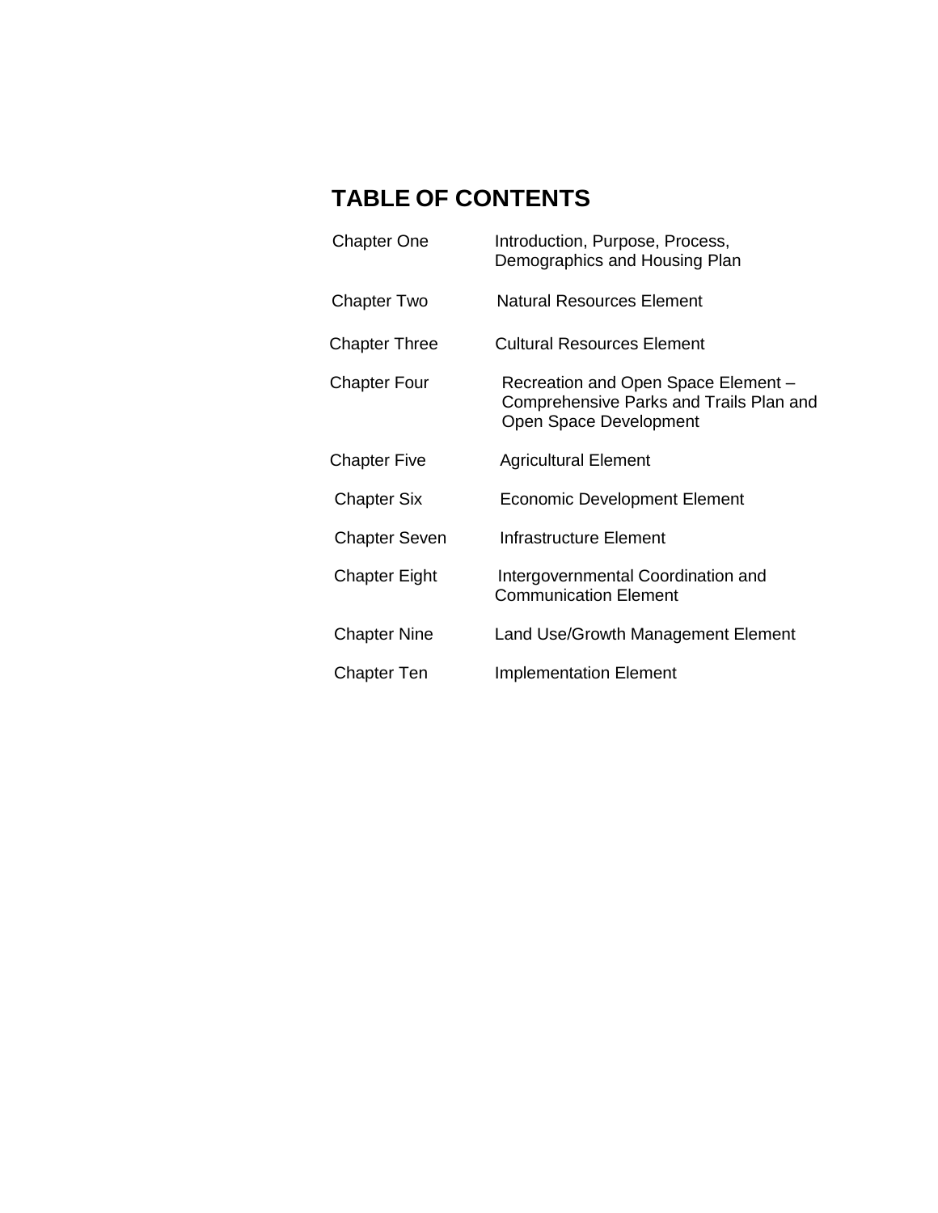# TABLE OF CONTENTS

| | |
|---|---|
| Chapter One | Introduction, Purpose, Process, Demographics and Housing Plan |
| Chapter Two | Natural Resources Element |
| Chapter Three | Cultural Resources Element |
| Chapter Four | Recreation and Open Space Element – Comprehensive Parks and Trails Plan and Open Space Development |
| Chapter Five | Agricultural Element |
| Chapter Six | Economic Development Element |
| Chapter Seven | Infrastructure Element |
| Chapter Eight | Intergovernmental Coordination and Communication Element |
| Chapter Nine | Land Use/Growth Management Element |
| Chapter Ten | Implementation Element |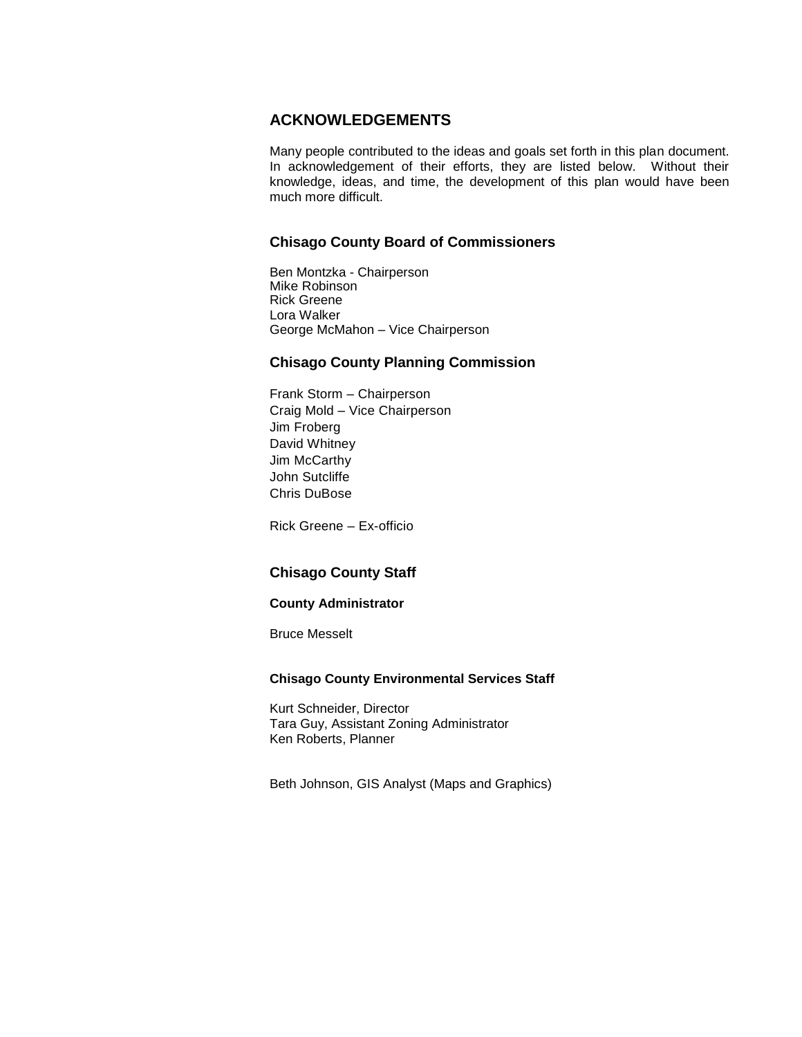# ACKNOWLEDGEMENTS

Many people contributed to the ideas and goals set forth in this plan document. In acknowledgement of their efforts, they are listed below. Without their knowledge, ideas, and time, the development of this plan would have been much more difficult.

## Chisago County Board of Commissioners

Ben Montzka - Chairperson
Mike Robinson
Rick Greene
Lora Walker
George McMahon – Vice Chairperson

## Chisago County Planning Commission

Frank Storm – Chairperson
Craig Mold – Vice Chairperson
Jim Froberg
David Whitney
Jim McCarthy
John Sutcliffe
Chris DuBose

Rick Greene – Ex-officio

## Chisago County Staff

### County Administrator

Bruce Messelt

### Chisago County Environmental Services Staff

Kurt Schneider, Director
Tara Guy, Assistant Zoning Administrator
Ken Roberts, Planner

Beth Johnson, GIS Analyst (Maps and Graphics)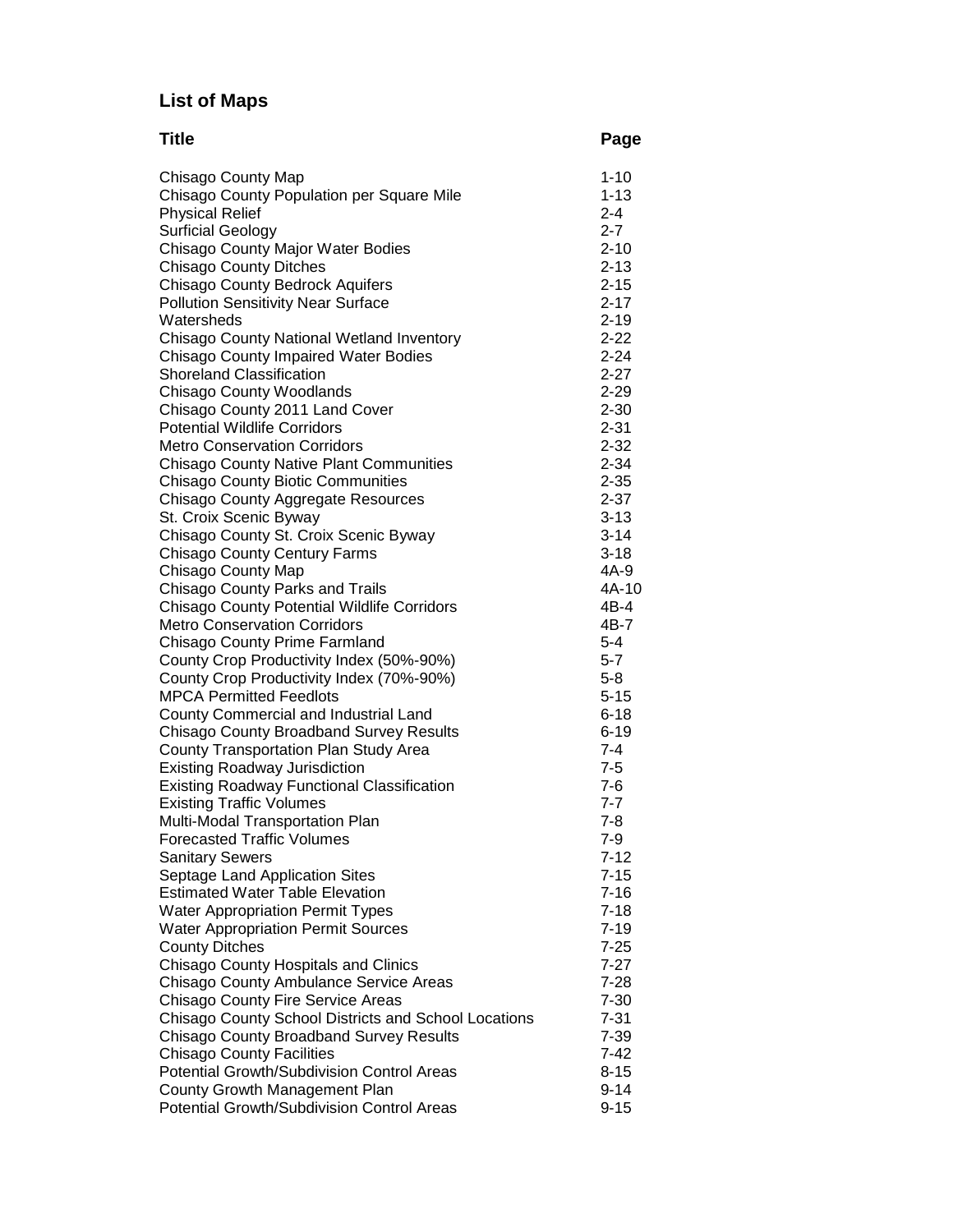## List of Maps

| Title | Page |
| --- | --- |
| Chisago County Map | 1-10 |
| Chisago County Population per Square Mile | 1-13 |
| Physical Relief | 2-4 |
| Surficial Geology | 2-7 |
| Chisago County Major Water Bodies | 2-10 |
| Chisago County Ditches | 2-13 |
| Chisago County Bedrock Aquifers | 2-15 |
| Pollution Sensitivity Near Surface | 2-17 |
| Watersheds | 2-19 |
| Chisago County National Wetland Inventory | 2-22 |
| Chisago County Impaired Water Bodies | 2-24 |
| Shoreland Classification | 2-27 |
| Chisago County Woodlands | 2-29 |
| Chisago County 2011 Land Cover | 2-30 |
| Potential Wildlife Corridors | 2-31 |
| Metro Conservation Corridors | 2-32 |
| Chisago County Native Plant Communities | 2-34 |
| Chisago County Biotic Communities | 2-35 |
| Chisago County Aggregate Resources | 2-37 |
| St. Croix Scenic Byway | 3-13 |
| Chisago County St. Croix Scenic Byway | 3-14 |
| Chisago County Century Farms | 3-18 |
| Chisago County Map | 4A-9 |
| Chisago County Parks and Trails | 4A-10 |
| Chisago County Potential Wildlife Corridors | 4B-4 |
| Metro Conservation Corridors | 4B-7 |
| Chisago County Prime Farmland | 5-4 |
| County Crop Productivity Index (50%-90%) | 5-7 |
| County Crop Productivity Index (70%-90%) | 5-8 |
| MPCA Permitted Feedlots | 5-15 |
| County Commercial and Industrial Land | 6-18 |
| Chisago County Broadband Survey Results | 6-19 |
| County Transportation Plan Study Area | 7-4 |
| Existing Roadway Jurisdiction | 7-5 |
| Existing Roadway Functional Classification | 7-6 |
| Existing Traffic Volumes | 7-7 |
| Multi-Modal Transportation Plan | 7-8 |
| Forecasted Traffic Volumes | 7-9 |
| Sanitary Sewers | 7-12 |
| Septage Land Application Sites | 7-15 |
| Estimated Water Table Elevation | 7-16 |
| Water Appropriation Permit Types | 7-18 |
| Water Appropriation Permit Sources | 7-19 |
| County Ditches | 7-25 |
| Chisago County Hospitals and Clinics | 7-27 |
| Chisago County Ambulance Service Areas | 7-28 |
| Chisago County Fire Service Areas | 7-30 |
| Chisago County School Districts and School Locations | 7-31 |
| Chisago County Broadband Survey Results | 7-39 |
| Chisago County Facilities | 7-42 |
| Potential Growth/Subdivision Control Areas | 8-15 |
| County Growth Management Plan | 9-14 |
| Potential Growth/Subdivision Control Areas | 9-15 |